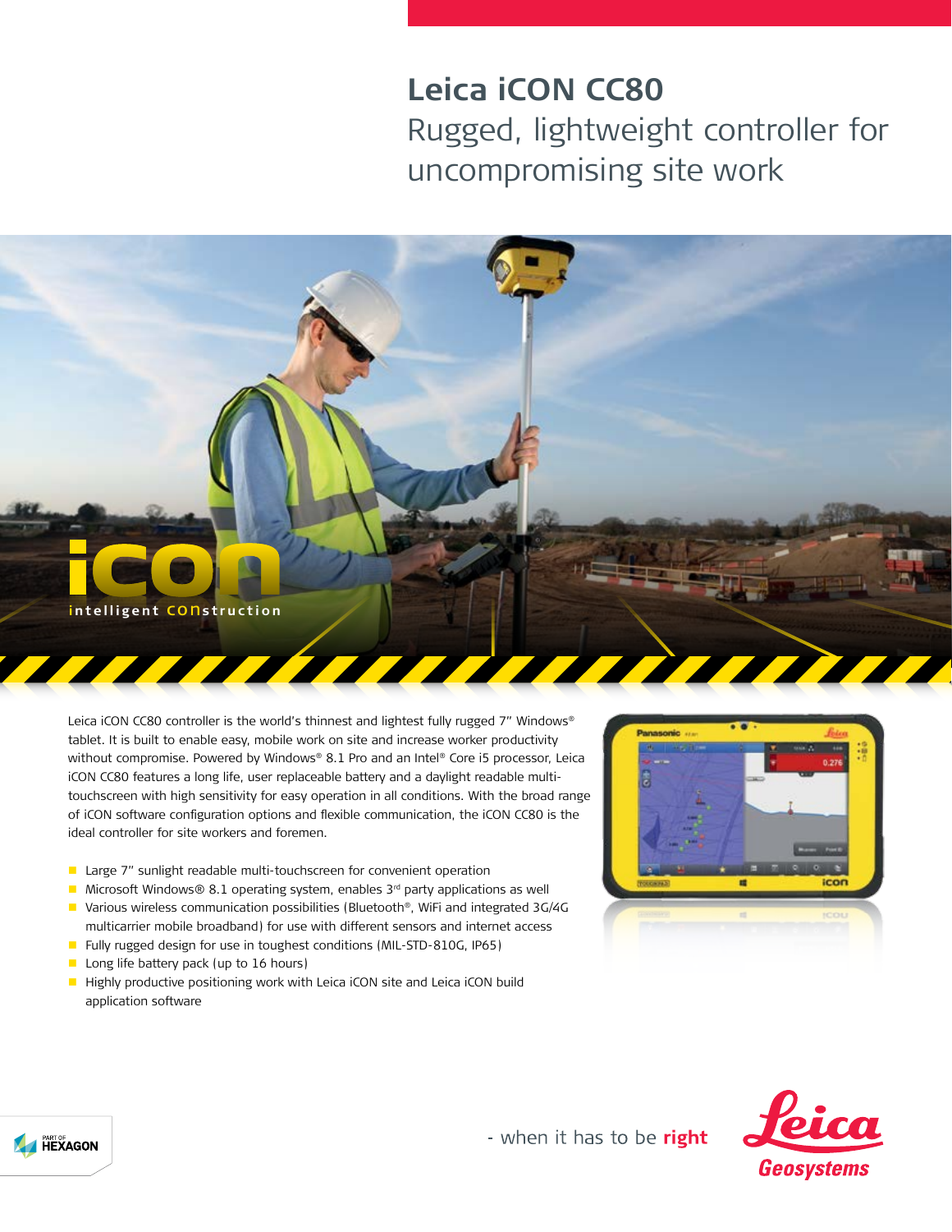# Leica iCON CC80

## Rugged, lightweight controller for uncompromising site work

Leica iCON CC80 controller is the world's thinnest and lightest fully rugged 7" Windows® tablet. It is built to enable easy, mobile work on site and increase worker productivity without compromise. Powered by Windows® 8.1 Pro and an Intel® Core i5 processor, Leica iCON CC80 features a long life, user replaceable battery and a daylight readable multi-touchscreen with high sensitivity for easy operation in all conditions. With the broad range of iCON software configuration options and flexible communication, the iCON CC80 is the ideal controller for site workers and foremen.

- Large 7" sunlight readable multi-touchscreen for convenient operation
- Microsoft Windows® 8.1 operating system, enables 3rd party applications as well
- Various wireless communication possibilities (Bluetooth®, WiFi and integrated 3G/4G multicarrier mobile broadband) for use with different sensors and internet access
- Fully rugged design for use in toughest conditions (MIL-STD-810G, IP65)
- Long life battery pack (up to 16 hours)
- Highly productive positioning work with Leica iCON site and Leica iCON build application software

- when it has to be **right**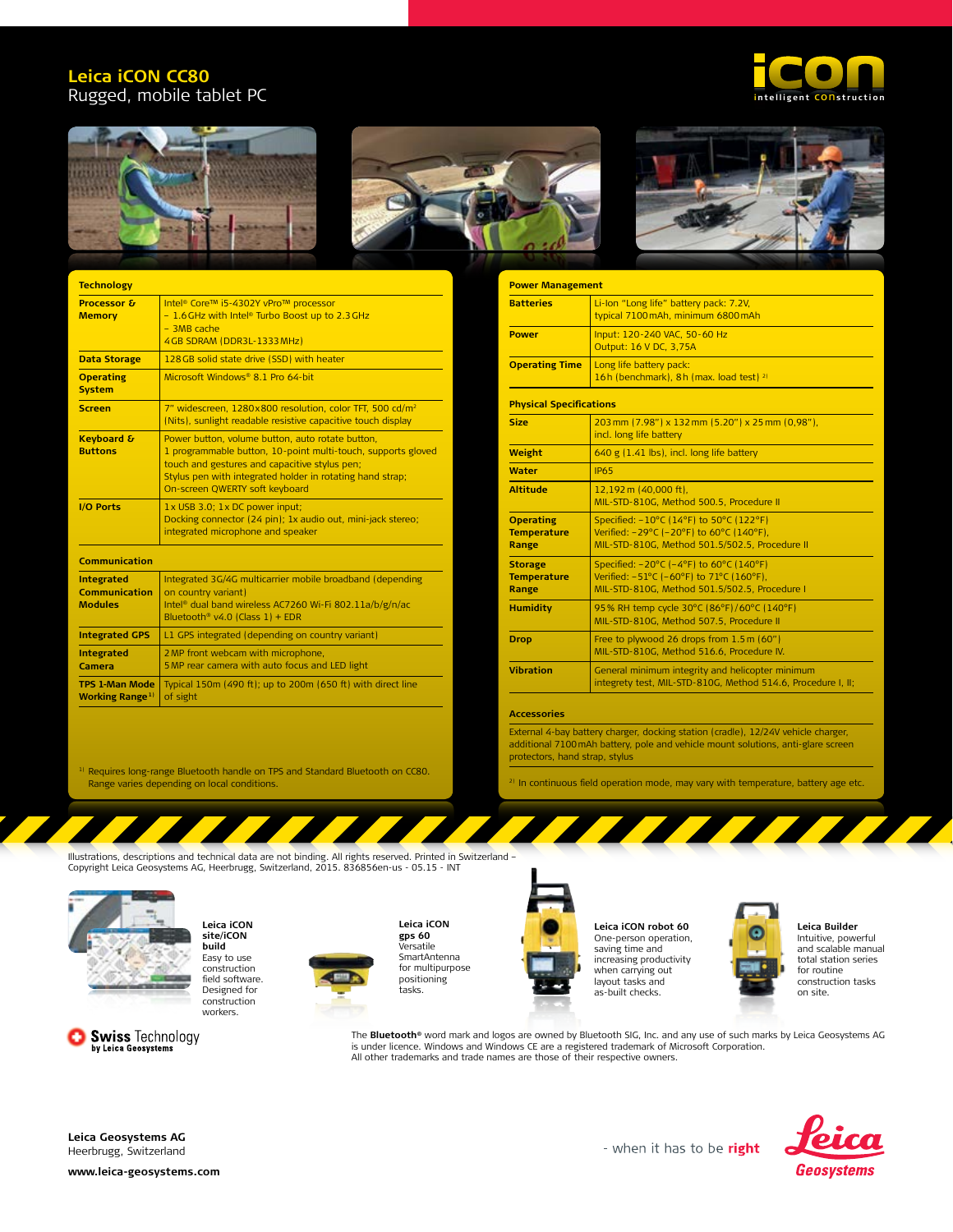# Leica iCON CC80

Rugged, mobile tablet PC

icon intelligent construction

### Technology

| | |
|---|---|
| **Processor & Memory** | Intel® Core™ i5-4302Y vPro™ processor<br>– 1.6 GHz with Intel® Turbo Boost up to 2.3 GHz<br>– 3MB cache<br>4 GB SDRAM (DDR3L-1333 MHz) |
| **Data Storage** | 128 GB solid state drive (SSD) with heater |
| **Operating System** | Microsoft Windows® 8.1 Pro 64-bit |
| **Screen** | 7" widescreen, 1280x800 resolution, color TFT, 500 cd/m² (Nits), sunlight readable resistive capacitive touch display |
| **Keyboard & Buttons** | Power button, volume button, auto rotate button, 1 programmable button, 10-point multi-touch, supports gloved touch and gestures and capacitive stylus pen; Stylus pen with integrated holder in rotating hand strap; On-screen QWERTY soft keyboard |
| **I/O Ports** | 1 x USB 3.0; 1 x DC power input; Docking connector (24 pin); 1 x audio out, mini-jack stereo; integrated microphone and speaker |

### Communication

| | |
|---|---|
| **Integrated Communication Modules** | Integrated 3G/4G multicarrier mobile broadband (depending on country variant)<br>Intel® dual band wireless AC7260 Wi-Fi 802.11a/b/g/n/ac<br>Bluetooth® v4.0 (Class 1) + EDR |
| **Integrated GPS** | L1 GPS integrated (depending on country variant) |
| **Integrated Camera** | 2 MP front webcam with microphone, 5 MP rear camera with auto focus and LED light |
| **TPS 1-Man Mode Working Range**[1] | Typical 150m (490 ft); up to 200m (650 ft) with direct line of sight |

[1] Requires long-range Bluetooth handle on TPS and Standard Bluetooth on CC80. Range varies depending on local conditions.

### Power Management

| | |
|---|---|
| **Batteries** | Li-Ion "Long life" battery pack: 7.2V, typical 7100 mAh, minimum 6800 mAh |
| **Power** | Input: 120-240 VAC, 50-60 Hz<br>Output: 16 V DC, 3,75A |
| **Operating Time** | Long life battery pack:<br>16 h (benchmark), 8 h (max. load test) [2] |

### Physical Specifications

| | |
|---|---|
| **Size** | 203 mm (7.98") x 132 mm (5.20") x 25 mm (0,98"), incl. long life battery |
| **Weight** | 640 g (1.41 lbs), incl. long life battery |
| **Water** | IP65 |
| **Altitude** | 12,192 m (40,000 ft), MIL-STD-810G, Method 500.5, Procedure II |
| **Operating Temperature Range** | Specified: –10°C (14°F) to 50°C (122°F)<br>Verified: –29°C (–20°F) to 60°C (140°F),<br>MIL-STD-810G, Method 501.5/502.5, Procedure II |
| **Storage Temperature Range** | Specified: –20°C (–4°F) to 60°C (140°F)<br>Verified: –51°C (–60°F) to 71°C (160°F),<br>MIL-STD-810G, Method 501.5/502.5, Procedure I |
| **Humidity** | 95% RH temp cycle 30°C (86°F)/60°C (140°F)<br>MIL-STD-810G, Method 507.5, Procedure II |
| **Drop** | Free to plywood 26 drops from 1.5 m (60")<br>MIL-STD-810G, Method 516.6, Procedure IV. |
| **Vibration** | General minimum integrity and helicopter minimum integrety test, MIL-STD-810G, Method 514.6, Procedure I, II; |

### Accessories

External 4-bay battery charger, docking station (cradle), 12/24V vehicle charger, additional 7100 mAh battery, pole and vehicle mount solutions, anti-glare screen protectors, hand strap, stylus

[2] In continuous field operation mode, may vary with temperature, battery age etc.

Illustrations, descriptions and technical data are not binding. All rights reserved. Printed in Switzerland – Copyright Leica Geosystems AG, Heerbrugg, Switzerland, 2015. 836856en-us - 05.15 - INT

**Leica iCON site/iCON build**
Easy to use construction field software. Designed for construction workers.

**Leica iCON gps 60**
Versatile SmartAntenna for multipurpose positioning tasks.

**Leica iCON robot 60**
One-person operation, saving time and increasing productivity when carrying out layout tasks and as-built checks.

**Leica Builder**
Intuitive, powerful and scalable manual total station series for routine construction tasks on site.

Swiss Technology by Leica Geosystems

The **Bluetooth®** word mark and logos are owned by Bluetooth SIG, Inc. and any use of such marks by Leica Geosystems AG is under licence. Windows and Windows CE are a registered trademark of Microsoft Corporation.
All other trademarks and trade names are those of their respective owners.

**Leica Geosystems AG**
Heerbrugg, Switzerland

**www.leica-geosystems.com**

- when it has to be **right**

Leica Geosystems